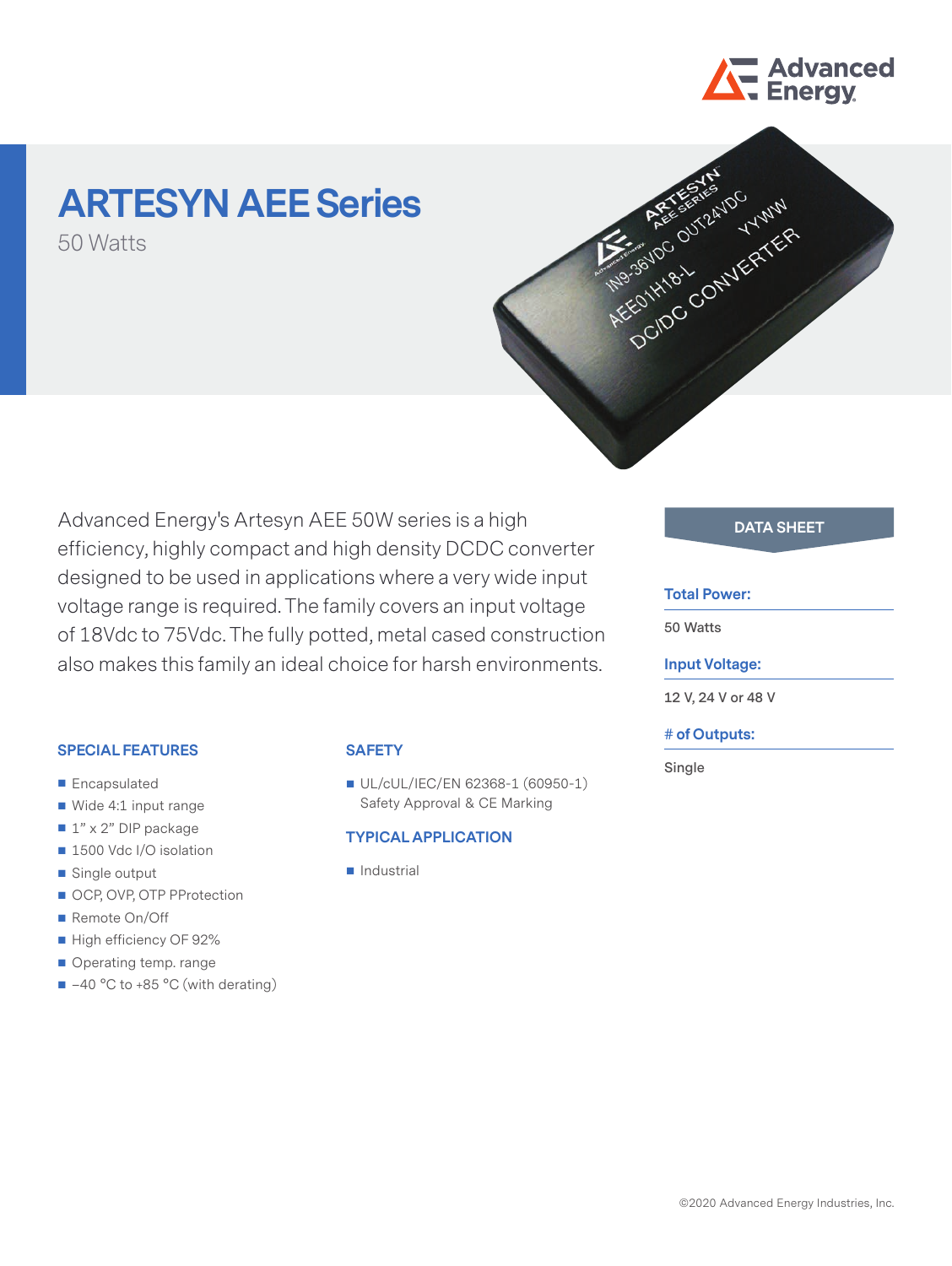# ARTESYN AEE Series

50 Watts

Advanced Energy's Artesyn AEE 50W series is a high efficiency, highly compact and high density DCDC converter designed to be used in applications where a very wide input voltage range is required. The family covers an input voltage of 18Vdc to 75Vdc. The fully potted, metal cased construction also makes this family an ideal choice for harsh environments.

## DATA SHEET

**Total Power:**

50 Watts

**Input Voltage:**

12 V, 24 V or 48 V

**# of Outputs:**

Single

## SPECIAL FEATURES

- Encapsulated
- Wide 4:1 input range
- 1" x 2" DIP package
- 1500 Vdc I/O isolation
- Single output
- OCP, OVP, OTP PProtection
- Remote On/Off
- High efficiency OF 92%
- Operating temp. range
- −40 °C to +85 °C (with derating)

## SAFETY

- UL/cUL/IEC/EN 62368-1 (60950-1) Safety Approval & CE Marking

## TYPICAL APPLICATION

- Industrial

©2020 Advanced Energy Industries, Inc.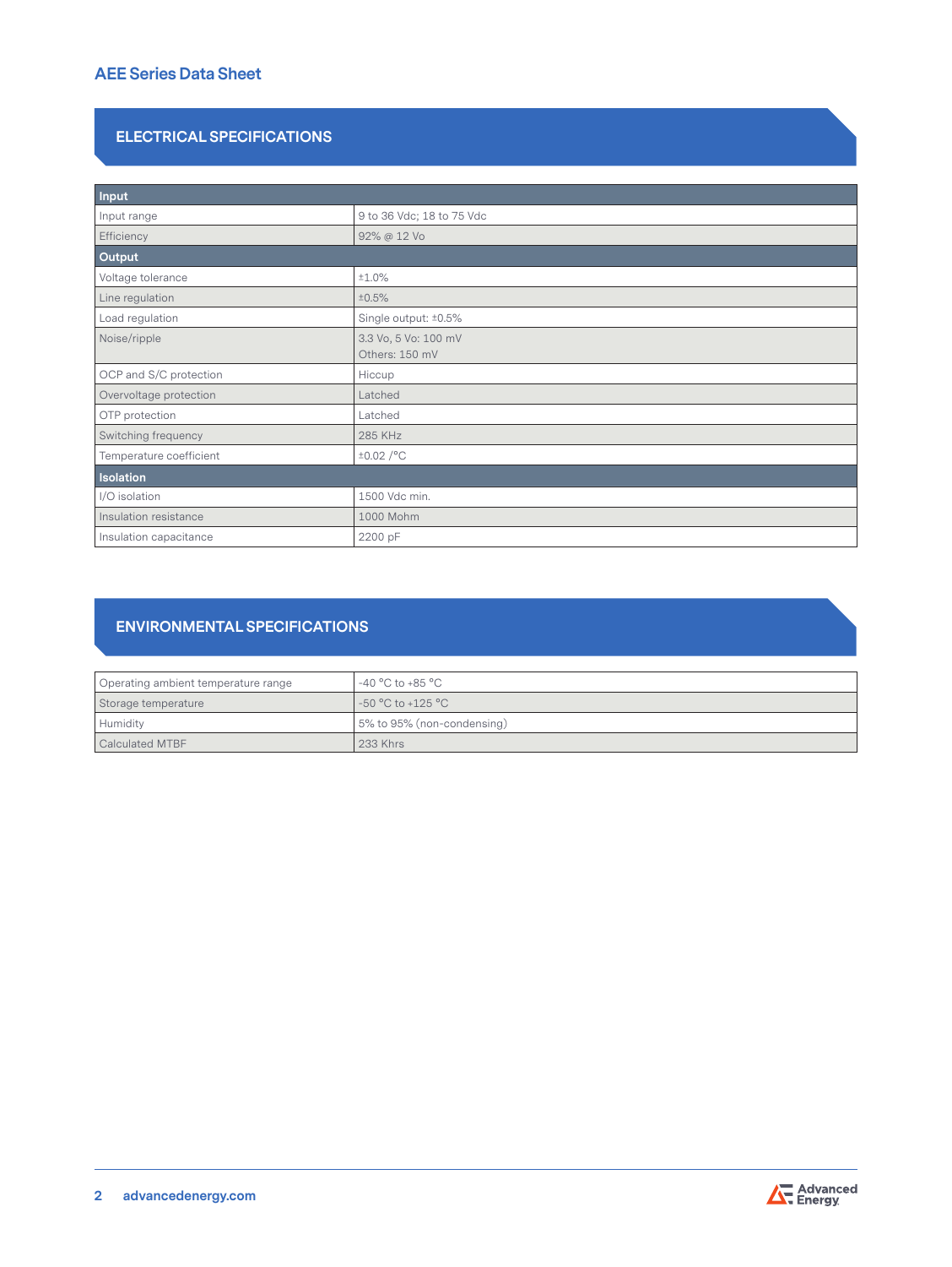## ELECTRICAL SPECIFICATIONS

| **Input** | |
| --- | --- |
| Input range | 9 to 36 Vdc; 18 to 75 Vdc |
| Efficiency | 92% @ 12 Vo |
| **Output** | |
| Voltage tolerance | ±1.0% |
| Line regulation | ±0.5% |
| Load regulation | Single output: ±0.5% |
| Noise/ripple | 3.3 Vo, 5 Vo: 100 mV<br>Others: 150 mV |
| OCP and S/C protection | Hiccup |
| Overvoltage protection | Latched |
| OTP protection | Latched |
| Switching frequency | 285 KHz |
| Temperature coefficient | ±0.02 /°C |
| **Isolation** | |
| I/O isolation | 1500 Vdc min. |
| Insulation resistance | 1000 Mohm |
| Insulation capacitance | 2200 pF |

## ENVIRONMENTAL SPECIFICATIONS

| | |
| --- | --- |
| Operating ambient temperature range | -40 °C to +85 °C |
| Storage temperature | -50 °C to +125 °C |
| Humidity | 5% to 95% (non-condensing) |
| Calculated MTBF | 233 Khrs |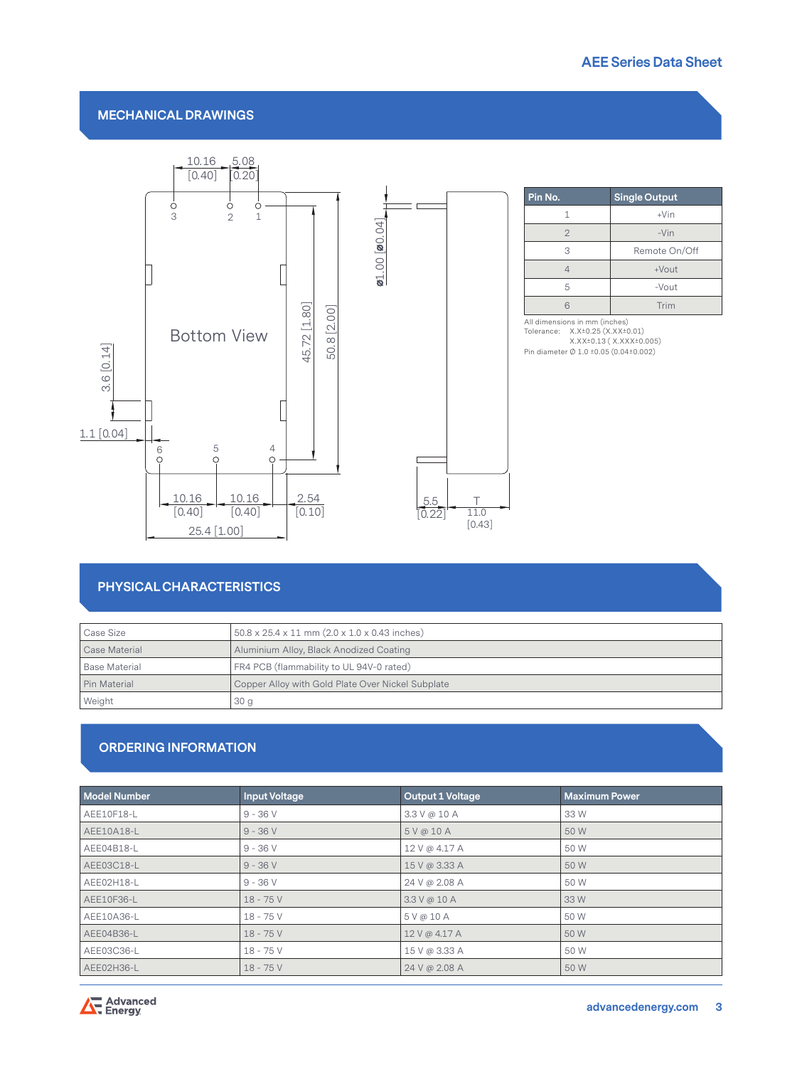## MECHANICAL DRAWINGS

Bottom View

10.16 [0.40]   5.08 [0.20]

45.72 [1.80]   50.8 [2.00]

3.6 [0.14]   1.1 [0.04]

10.16 [0.40]   10.16 [0.40]   2.54 [0.10]

25.4 [1.00]

ø1.00 [ø0.04]

5.5 [0.22]   T 11.0 [0.43]

| Pin No. | Single Output |
|---|---|
| 1 | +Vin |
| 2 | -Vin |
| 3 | Remote On/Off |
| 4 | +Vout |
| 5 | -Vout |
| 6 | Trim |

All dimensions in mm (inches)
Tolerance: X.X±0.25 (X.XX±0.01)
X.XX±0.13 ( X.XXX±0.005)
Pin diameter Ø 1.0 ±0.05 (0.04±0.002)

## PHYSICAL CHARACTERISTICS

| | |
|---|---|
| Case Size | 50.8 x 25.4 x 11 mm (2.0 x 1.0 x 0.43 inches) |
| Case Material | Aluminium Alloy, Black Anodized Coating |
| Base Material | FR4 PCB (flammability to UL 94V-0 rated) |
| Pin Material | Copper Alloy with Gold Plate Over Nickel Subplate |
| Weight | 30 g |

## ORDERING INFORMATION

| Model Number | Input Voltage | Output 1 Voltage | Maximum Power |
|---|---|---|---|
| AEE10F18-L | 9 - 36 V | 3.3 V @ 10 A | 33 W |
| AEE10A18-L | 9 - 36 V | 5 V @ 10 A | 50 W |
| AEE04B18-L | 9 - 36 V | 12 V @ 4.17 A | 50 W |
| AEE03C18-L | 9 - 36 V | 15 V @ 3.33 A | 50 W |
| AEE02H18-L | 9 - 36 V | 24 V @ 2.08 A | 50 W |
| AEE10F36-L | 18 - 75 V | 3.3 V @ 10 A | 33 W |
| AEE10A36-L | 18 - 75 V | 5 V @ 10 A | 50 W |
| AEE04B36-L | 18 - 75 V | 12 V @ 4.17 A | 50 W |
| AEE03C36-L | 18 - 75 V | 15 V @ 3.33 A | 50 W |
| AEE02H36-L | 18 - 75 V | 24 V @ 2.08 A | 50 W |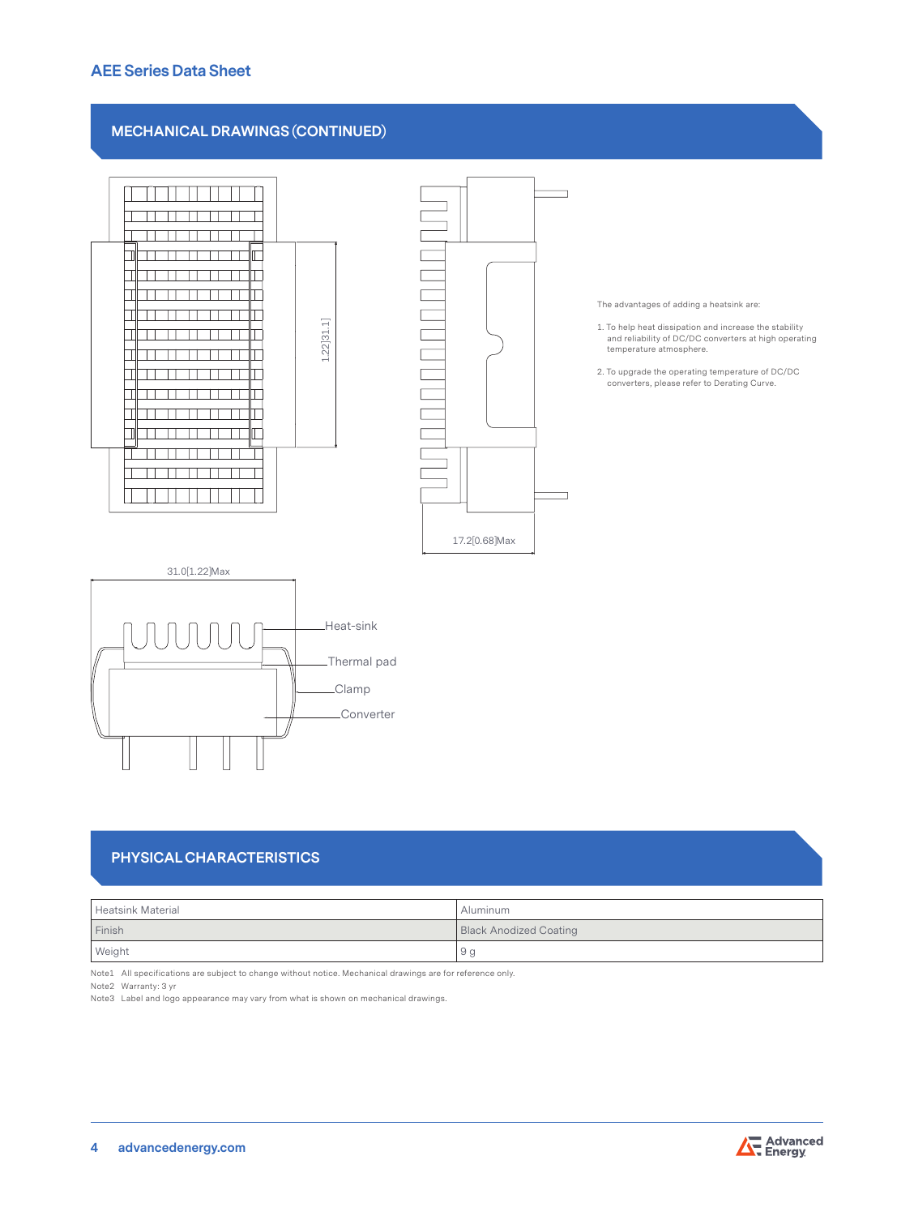## MECHANICAL DRAWINGS (CONTINUED)

1.22[31.1]

17.2[0.68]Max

31.0[1.22]Max

Heat-sink

Thermal pad

Clamp

Converter

The advantages of adding a heatsink are:

1. To help heat dissipation and increase the stability and reliability of DC/DC converters at high operating temperature atmosphere.
2. To upgrade the operating temperature of DC/DC converters, please refer to Derating Curve.

## PHYSICAL CHARACTERISTICS

| Heatsink Material | Aluminum |
|---|---|
| Finish | Black Anodized Coating |
| Weight | 9 g |

Note1 All specifications are subject to change without notice. Mechanical drawings are for reference only.
Note2 Warranty: 3 yr
Note3 Label and logo appearance may vary from what is shown on mechanical drawings.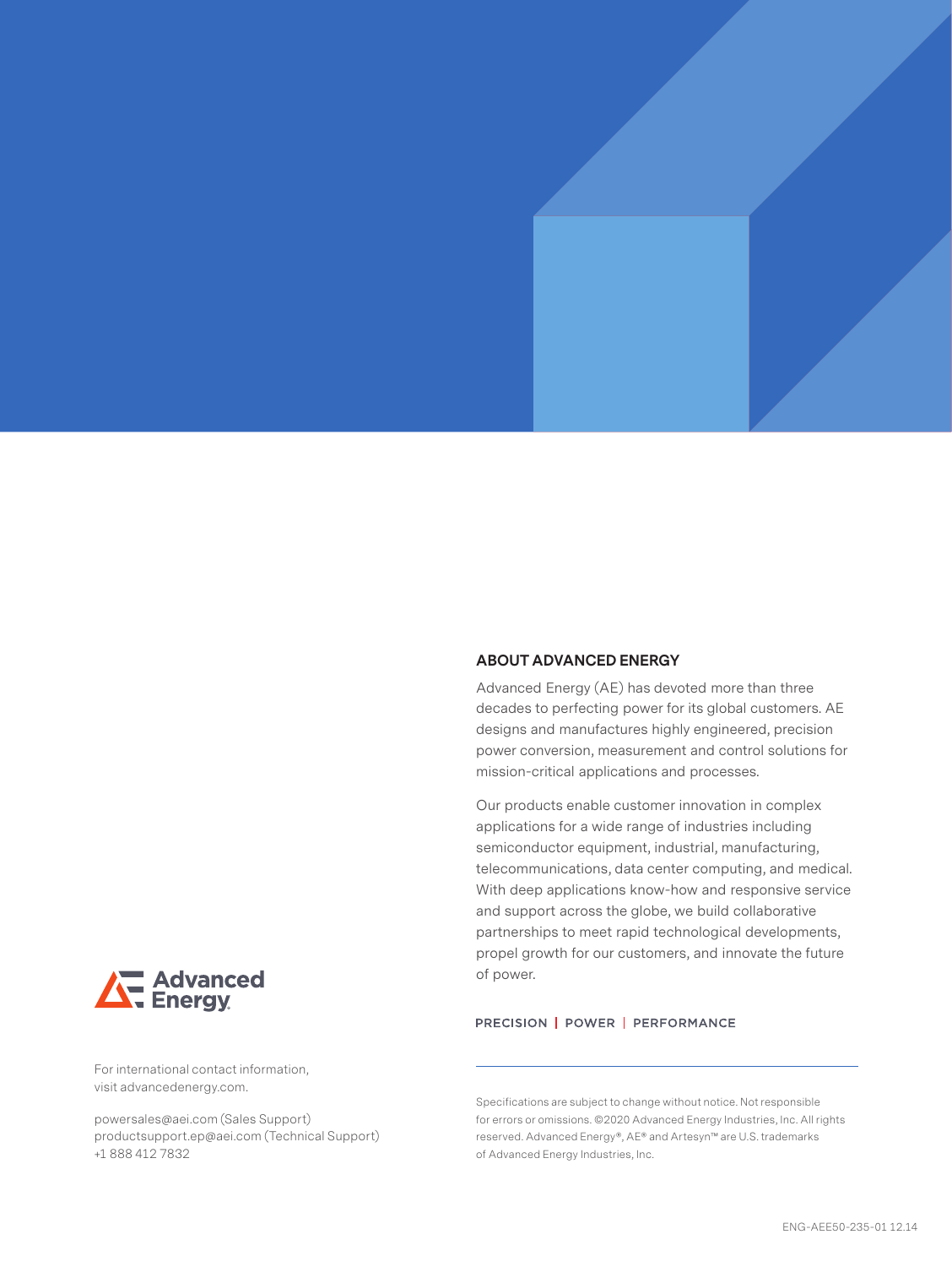## ABOUT ADVANCED ENERGY

Advanced Energy (AE) has devoted more than three decades to perfecting power for its global customers. AE designs and manufactures highly engineered, precision power conversion, measurement and control solutions for mission-critical applications and processes.

Our products enable customer innovation in complex applications for a wide range of industries including semiconductor equipment, industrial, manufacturing, telecommunications, data center computing, and medical. With deep applications know-how and responsive service and support across the globe, we build collaborative partnerships to meet rapid technological developments, propel growth for our customers, and innovate the future of power.

PRECISION | POWER | PERFORMANCE

Advanced Energy

For international contact information, visit advancedenergy.com.

powersales@aei.com (Sales Support)
productsupport.ep@aei.com (Technical Support)
+1 888 412 7832

Specifications are subject to change without notice. Not responsible for errors or omissions. ©2020 Advanced Energy Industries, Inc. All rights reserved. Advanced Energy®, AE® and Artesyn™ are U.S. trademarks of Advanced Energy Industries, Inc.

ENG-AEE50-235-01 12.14